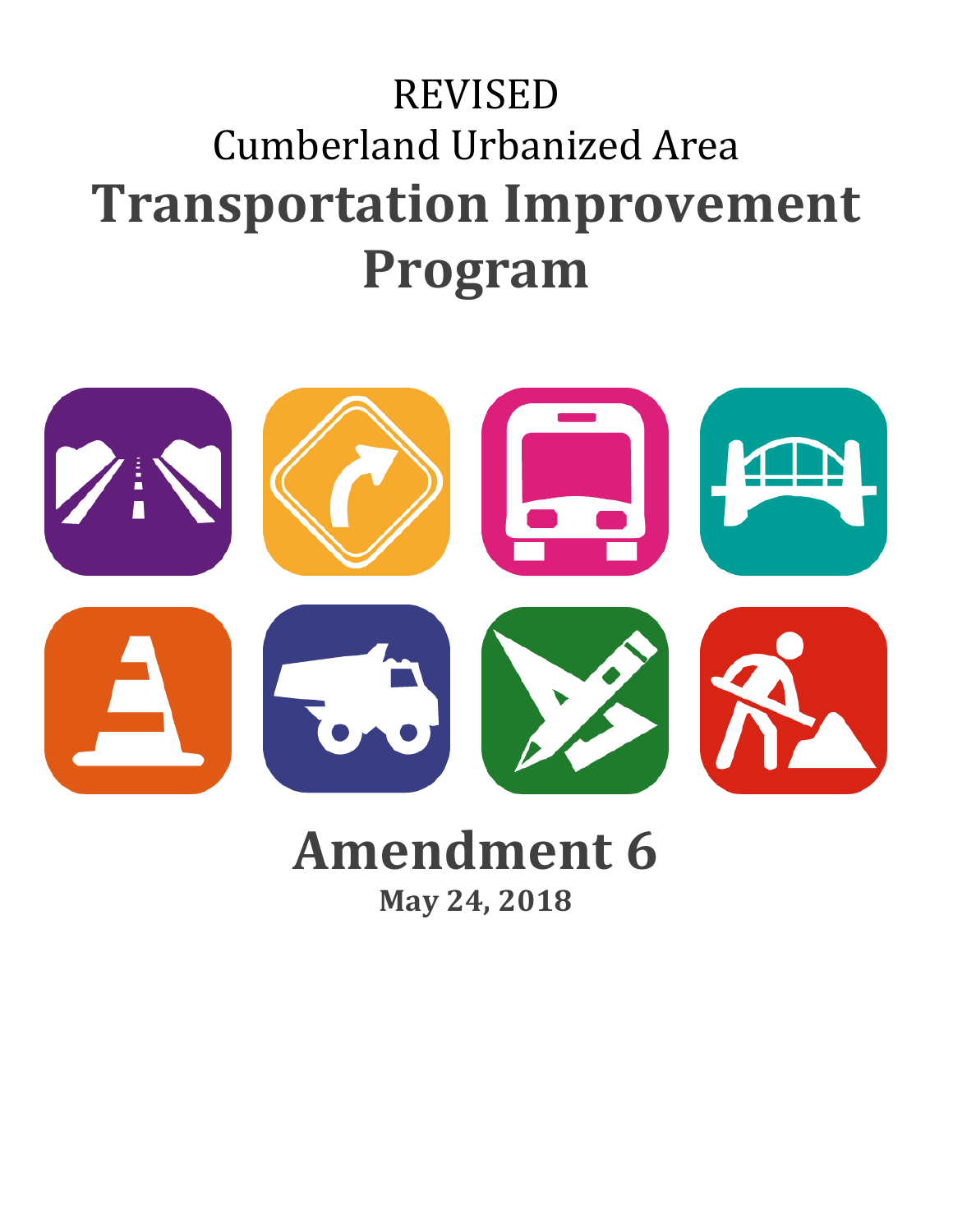REVISED

Cumberland Urbanized Area

# Transportation Improvement Program

## Amendment 6

**May 24, 2018**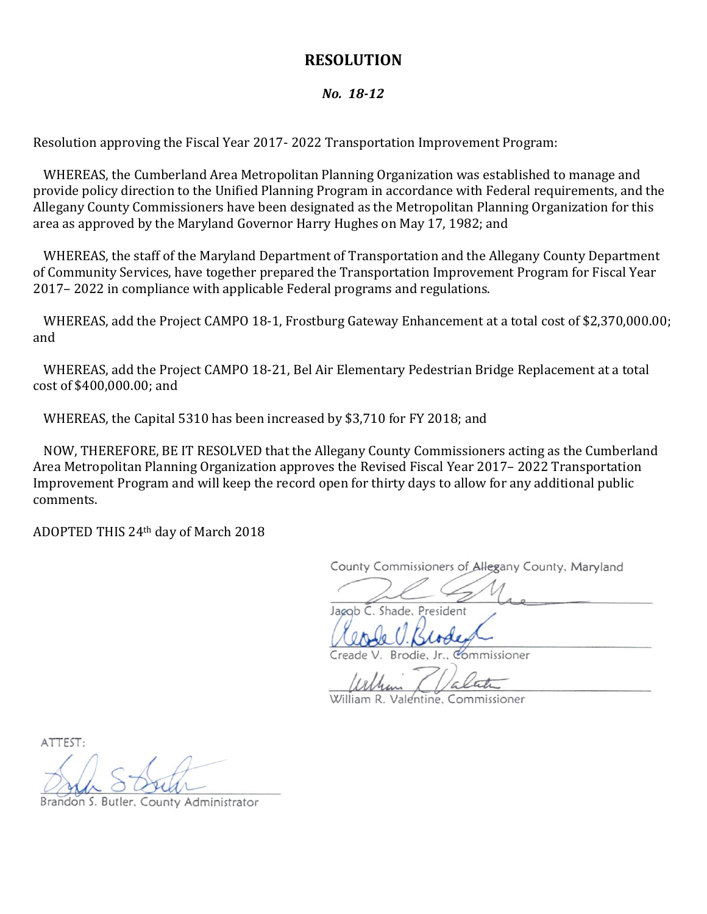# RESOLUTION

***No. 18-12***

Resolution approving the Fiscal Year 2017- 2022 Transportation Improvement Program:

WHEREAS, the Cumberland Area Metropolitan Planning Organization was established to manage and provide policy direction to the Unified Planning Program in accordance with Federal requirements, and the Allegany County Commissioners have been designated as the Metropolitan Planning Organization for this area as approved by the Maryland Governor Harry Hughes on May 17, 1982; and

WHEREAS, the staff of the Maryland Department of Transportation and the Allegany County Department of Community Services, have together prepared the Transportation Improvement Program for Fiscal Year 2017– 2022 in compliance with applicable Federal programs and regulations.

WHEREAS, add the Project CAMPO 18-1, Frostburg Gateway Enhancement at a total cost of $2,370,000.00; and

WHEREAS, add the Project CAMPO 18-21, Bel Air Elementary Pedestrian Bridge Replacement at a total cost of $400,000.00; and

WHEREAS, the Capital 5310 has been increased by $3,710 for FY 2018; and

NOW, THEREFORE, BE IT RESOLVED that the Allegany County Commissioners acting as the Cumberland Area Metropolitan Planning Organization approves the Revised Fiscal Year 2017– 2022 Transportation Improvement Program and will keep the record open for thirty days to allow for any additional public comments.

ADOPTED THIS 24th day of March 2018

County Commissioners of Allegany County, Maryland

Jacob C. Shade, President

Creade V. Brodie, Jr., Commissioner

William R. Valentine, Commissioner

ATTEST:

Brandon S. Butler, County Administrator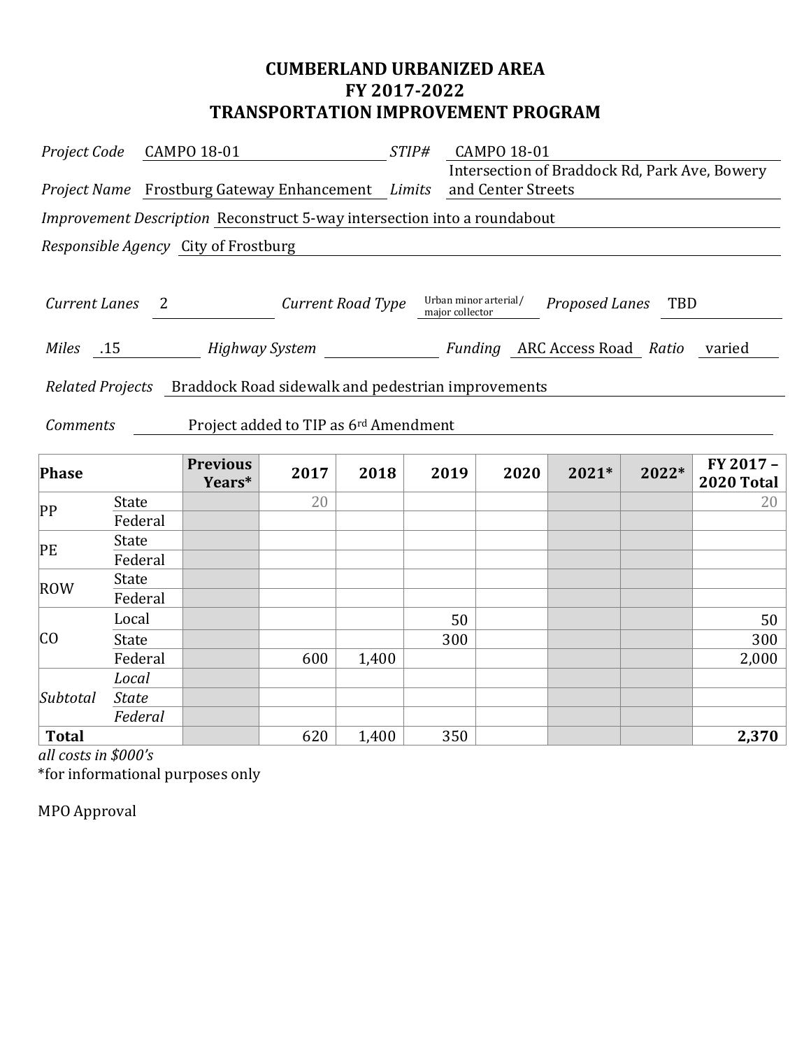# CUMBERLAND URBANIZED AREA
# FY 2017-2022
# TRANSPORTATION IMPROVEMENT PROGRAM

*Project Code* CAMPO 18-01 *STIP#* CAMPO 18-01

*Project Name* Frostburg Gateway Enhancement *Limits* Intersection of Braddock Rd, Park Ave, Bowery and Center Streets

*Improvement Description* Reconstruct 5-way intersection into a roundabout

*Responsible Agency* City of Frostburg

*Current Lanes* 2 *Current Road Type* Urban minor arterial/ major collector *Proposed Lanes* TBD

*Miles* .15 *Highway System* *Funding* ARC Access Road *Ratio* varied

*Related Projects* Braddock Road sidewalk and pedestrian improvements

*Comments* Project added to TIP as 6rd Amendment

| Phase | | Previous Years* | 2017 | 2018 | 2019 | 2020 | 2021* | 2022* | FY 2017 – 2020 Total |
|---|---|---|---|---|---|---|---|---|---|
| PP | State | | 20 | | | | | | 20 |
| | Federal | | | | | | | | |
| PE | State | | | | | | | | |
| | Federal | | | | | | | | |
| ROW | State | | | | | | | | |
| | Federal | | | | | | | | |
| CO | Local | | | | 50 | | | | 50 |
| | State | | | | 300 | | | | 300 |
| | Federal | | 600 | 1,400 | | | | | 2,000 |
| *Subtotal* | *Local* | | | | | | | | |
| | *State* | | | | | | | | |
| | *Federal* | | | | | | | | |
| **Total** | | | 620 | 1,400 | 350 | | | | **2,370** |

*all costs in $000's*

*for informational purposes only

MPO Approval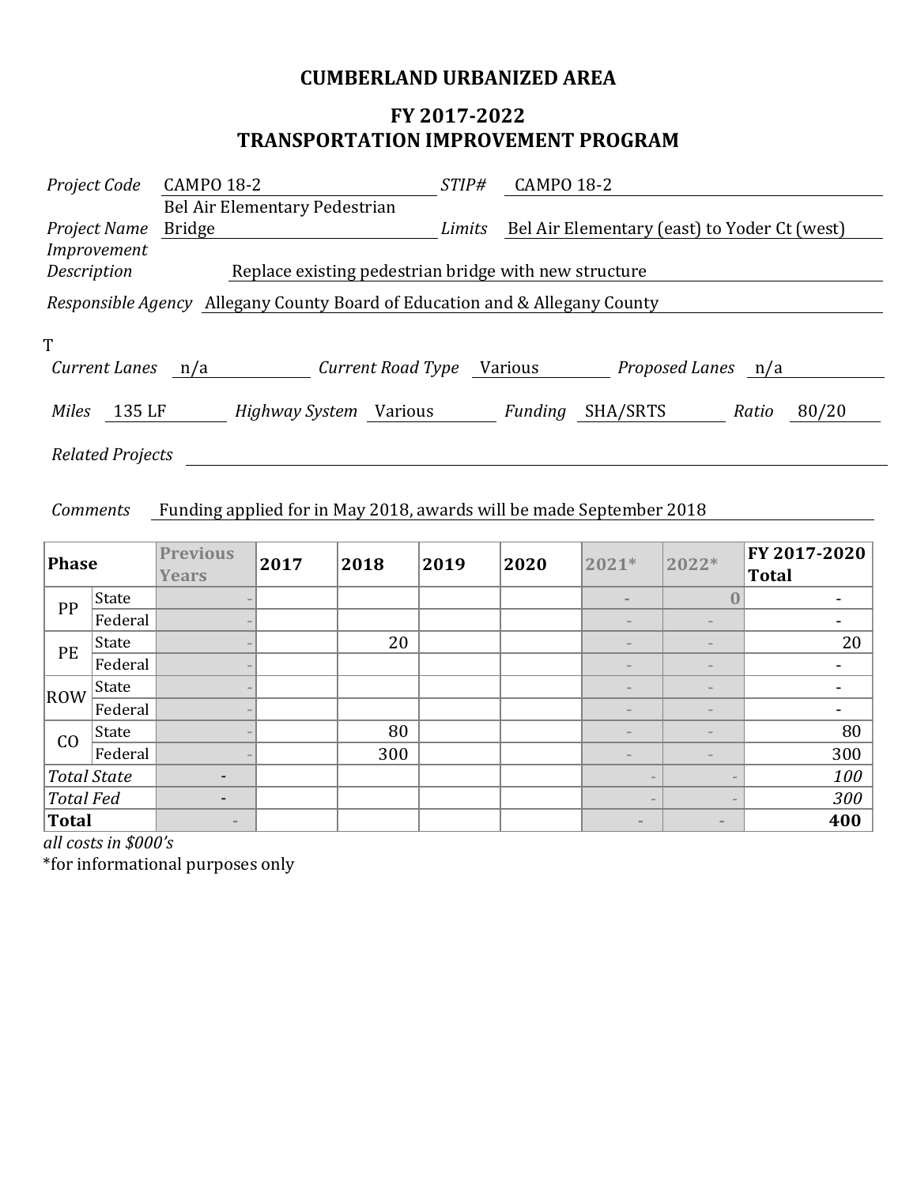# CUMBERLAND URBANIZED AREA

## FY 2017-2022
## TRANSPORTATION IMPROVEMENT PROGRAM

*Project Code* CAMPO 18-2 *STIP#* CAMPO 18-2

*Project Name* Bel Air Elementary Pedestrian Bridge *Limits* Bel Air Elementary (east) to Yoder Ct (west)

*Improvement Description* Replace existing pedestrian bridge with new structure

*Responsible Agency* Allegany County Board of Education and & Allegany County

T

*Current Lanes* n/a *Current Road Type* Various *Proposed Lanes* n/a

*Miles* 135 LF *Highway System* Various *Funding* SHA/SRTS *Ratio* 80/20

*Related Projects*

*Comments* Funding applied for in May 2018, awards will be made September 2018

| Phase | | Previous Years | 2017 | 2018 | 2019 | 2020 | 2021* | 2022* | FY 2017-2020 Total |
|---|---|---|---|---|---|---|---|---|---|
| PP | State | - | | | | | - | 0 | - |
| | Federal | - | | | | | - | - | - |
| PE | State | - | | 20 | | | - | - | 20 |
| | Federal | - | | | | | - | - | - |
| ROW | State | - | | | | | - | - | - |
| | Federal | - | | | | | - | - | - |
| CO | State | - | | 80 | | | - | - | 80 |
| | Federal | - | | 300 | | | - | - | 300 |
| *Total State* | | - | | | | | - | - | *100* |
| *Total Fed* | | - | | | | | - | - | *300* |
| **Total** | | - | | | | | - | - | **400** |

*all costs in $000's*

*for informational purposes only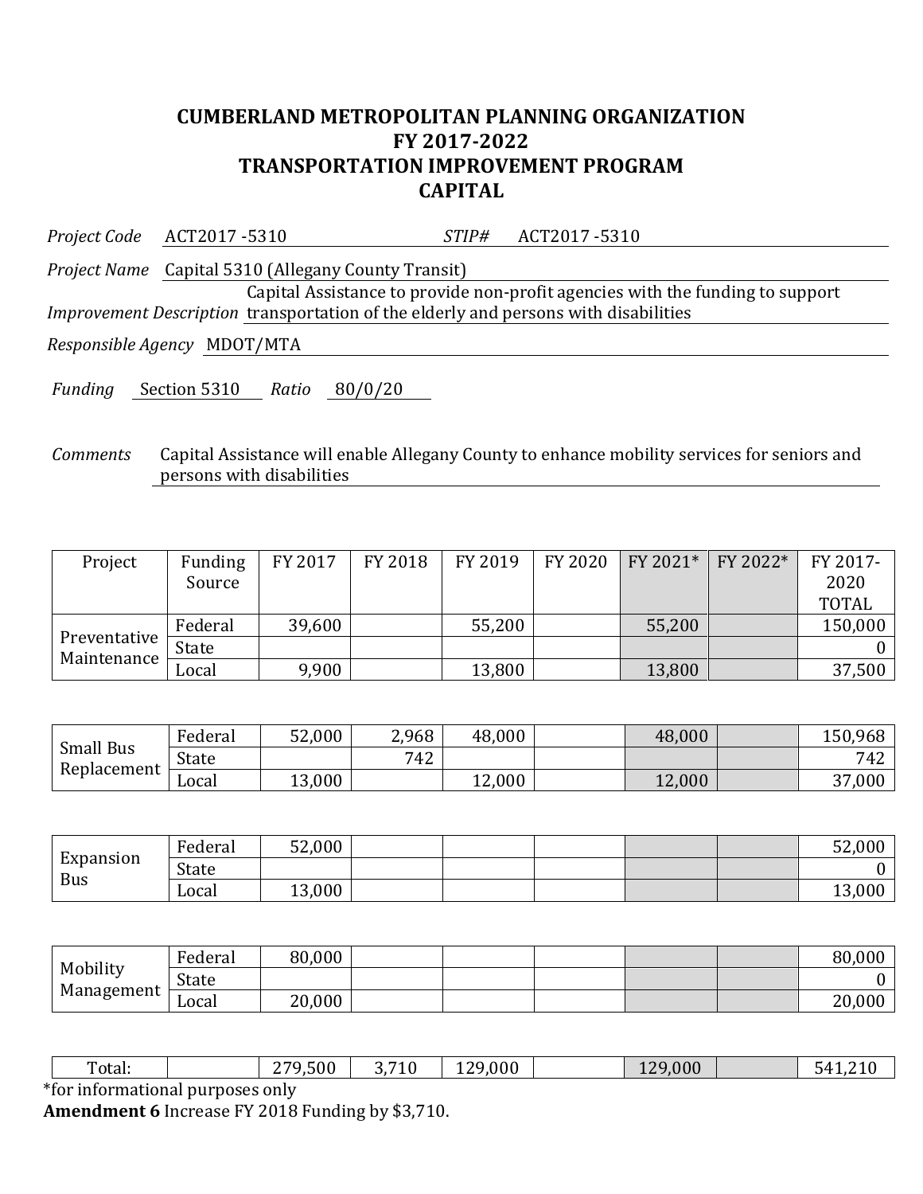# CUMBERLAND METROPOLITAN PLANNING ORGANIZATION
# FY 2017-2022
# TRANSPORTATION IMPROVEMENT PROGRAM
# CAPITAL

*Project Code* ACT2017 -5310 *STIP#* ACT2017 -5310

*Project Name* Capital 5310 (Allegany County Transit)

*Improvement Description* Capital Assistance to provide non-profit agencies with the funding to support transportation of the elderly and persons with disabilities

*Responsible Agency* MDOT/MTA

*Funding* Section 5310 *Ratio* 80/0/20

*Comments* Capital Assistance will enable Allegany County to enhance mobility services for seniors and persons with disabilities

| Project | Funding Source | FY 2017 | FY 2018 | FY 2019 | FY 2020 | FY 2021* | FY 2022* | FY 2017-2020 TOTAL |
|---|---|---|---|---|---|---|---|---|
| Preventative Maintenance | Federal | 39,600 | | 55,200 | | 55,200 | | 150,000 |
| | State | | | | | | | 0 |
| | Local | 9,900 | | 13,800 | | 13,800 | | 37,500 |
| Small Bus Replacement | Federal | 52,000 | 2,968 | 48,000 | | 48,000 | | 150,968 |
| | State | | 742 | | | | | 742 |
| | Local | 13,000 | | 12,000 | | 12,000 | | 37,000 |
| Expansion Bus | Federal | 52,000 | | | | | | 52,000 |
| | State | | | | | | | 0 |
| | Local | 13,000 | | | | | | 13,000 |
| Mobility Management | Federal | 80,000 | | | | | | 80,000 |
| | State | | | | | | | 0 |
| | Local | 20,000 | | | | | | 20,000 |
| Total: | | 279,500 | 3,710 | 129,000 | | 129,000 | | 541,210 |

*for informational purposes only

**Amendment 6** Increase FY 2018 Funding by $3,710.